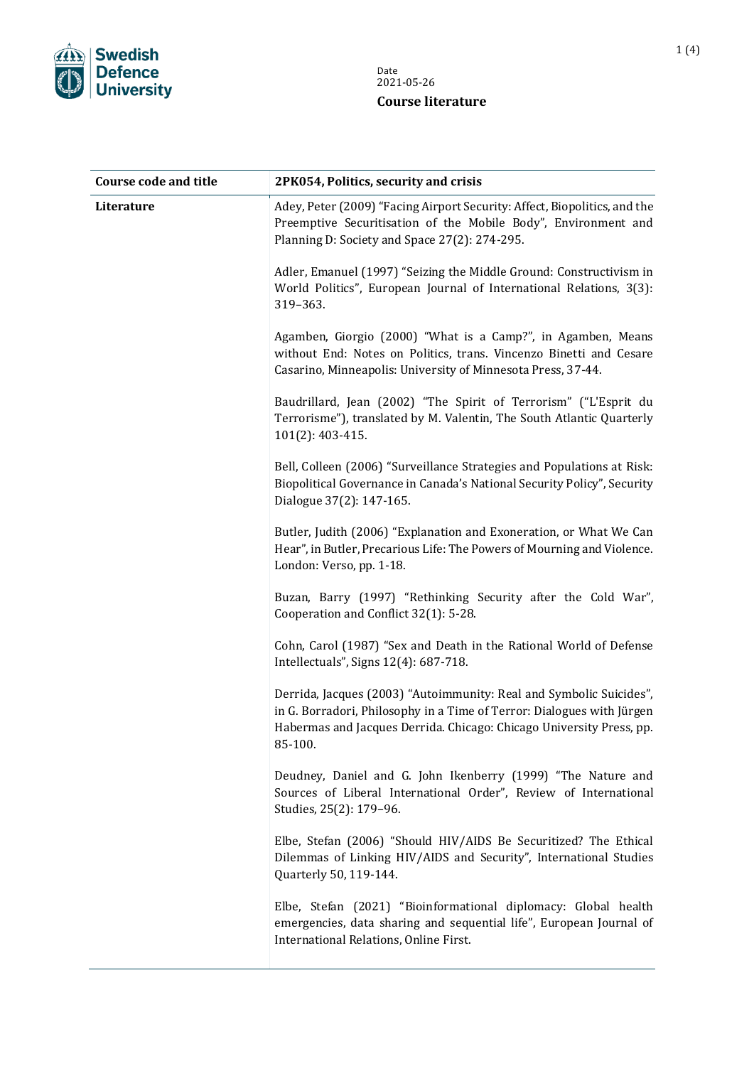Swedish Defence University

Date
2021-05-26

**Course literature**

| **Course code and title** | **2PK054, Politics, security and crisis** |
| --- | --- |
| **Literature** | Adey, Peter (2009) "Facing Airport Security: Affect, Biopolitics, and the Preemptive Securitisation of the Mobile Body", Environment and Planning D: Society and Space 27(2): 274-295.<br><br>Adler, Emanuel (1997) "Seizing the Middle Ground: Constructivism in World Politics", European Journal of International Relations, 3(3): 319–363.<br><br>Agamben, Giorgio (2000) "What is a Camp?", in Agamben, Means without End: Notes on Politics, trans. Vincenzo Binetti and Cesare Casarino, Minneapolis: University of Minnesota Press, 37-44.<br><br>Baudrillard, Jean (2002) "The Spirit of Terrorism" ("L'Esprit du Terrorisme"), translated by M. Valentin, The South Atlantic Quarterly 101(2): 403-415.<br><br>Bell, Colleen (2006) "Surveillance Strategies and Populations at Risk: Biopolitical Governance in Canada's National Security Policy", Security Dialogue 37(2): 147-165.<br><br>Butler, Judith (2006) "Explanation and Exoneration, or What We Can Hear", in Butler, Precarious Life: The Powers of Mourning and Violence. London: Verso, pp. 1-18.<br><br>Buzan, Barry (1997) "Rethinking Security after the Cold War", Cooperation and Conflict 32(1): 5-28.<br><br>Cohn, Carol (1987) "Sex and Death in the Rational World of Defense Intellectuals", Signs 12(4): 687-718.<br><br>Derrida, Jacques (2003) "Autoimmunity: Real and Symbolic Suicides", in G. Borradori, Philosophy in a Time of Terror: Dialogues with Jürgen Habermas and Jacques Derrida. Chicago: Chicago University Press, pp. 85-100.<br><br>Deudney, Daniel and G. John Ikenberry (1999) "The Nature and Sources of Liberal International Order", Review of International Studies, 25(2): 179–96.<br><br>Elbe, Stefan (2006) "Should HIV/AIDS Be Securitized? The Ethical Dilemmas of Linking HIV/AIDS and Security", International Studies Quarterly 50, 119-144.<br><br>Elbe, Stefan (2021) "Bioinformational diplomacy: Global health emergencies, data sharing and sequential life", European Journal of International Relations, Online First. |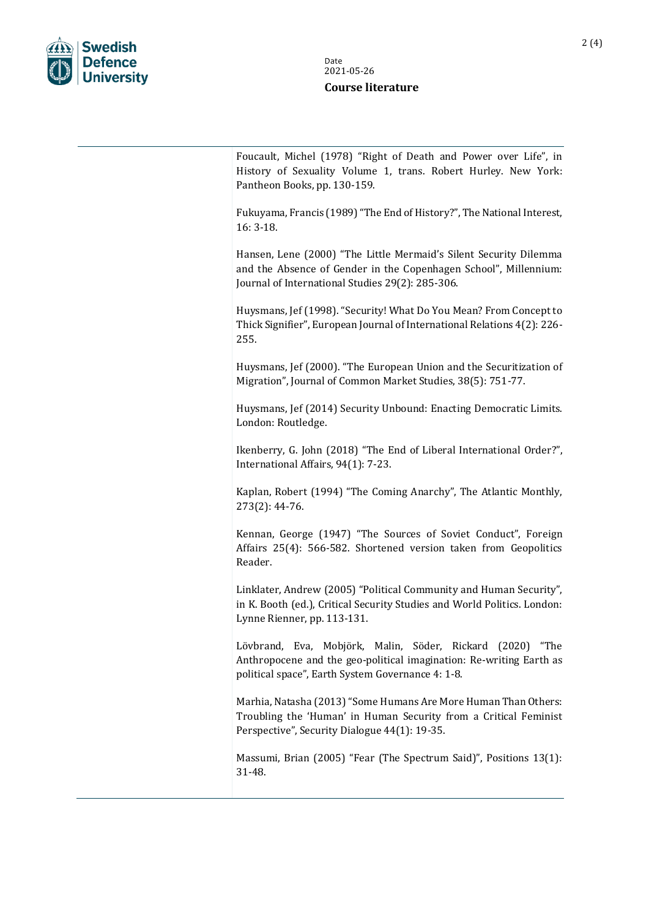Foucault, Michel (1978) “Right of Death and Power over Life”, in History of Sexuality Volume 1, trans. Robert Hurley. New York: Pantheon Books, pp. 130-159.

Fukuyama, Francis (1989) “The End of History?”, The National Interest, 16: 3-18.

Hansen, Lene (2000) “The Little Mermaid’s Silent Security Dilemma and the Absence of Gender in the Copenhagen School”, Millennium: Journal of International Studies 29(2): 285-306.

Huysmans, Jef (1998). “Security! What Do You Mean? From Concept to Thick Signifier”, European Journal of International Relations 4(2): 226-255.

Huysmans, Jef (2000). “The European Union and the Securitization of Migration”, Journal of Common Market Studies, 38(5): 751-77.

Huysmans, Jef (2014) Security Unbound: Enacting Democratic Limits. London: Routledge.

Ikenberry, G. John (2018) “The End of Liberal International Order?”, International Affairs, 94(1): 7-23.

Kaplan, Robert (1994) “The Coming Anarchy”, The Atlantic Monthly, 273(2): 44-76.

Kennan, George (1947) “The Sources of Soviet Conduct”, Foreign Affairs 25(4): 566-582. Shortened version taken from Geopolitics Reader.

Linklater, Andrew (2005) “Political Community and Human Security”, in K. Booth (ed.), Critical Security Studies and World Politics. London: Lynne Rienner, pp. 113-131.

Lövbrand, Eva, Mobjörk, Malin, Söder, Rickard (2020) “The Anthropocene and the geo-political imagination: Re-writing Earth as political space”, Earth System Governance 4: 1-8.

Marhia, Natasha (2013) “Some Humans Are More Human Than Others: Troubling the ‘Human’ in Human Security from a Critical Feminist Perspective”, Security Dialogue 44(1): 19-35.

Massumi, Brian (2005) “Fear (The Spectrum Said)”, Positions 13(1): 31-48.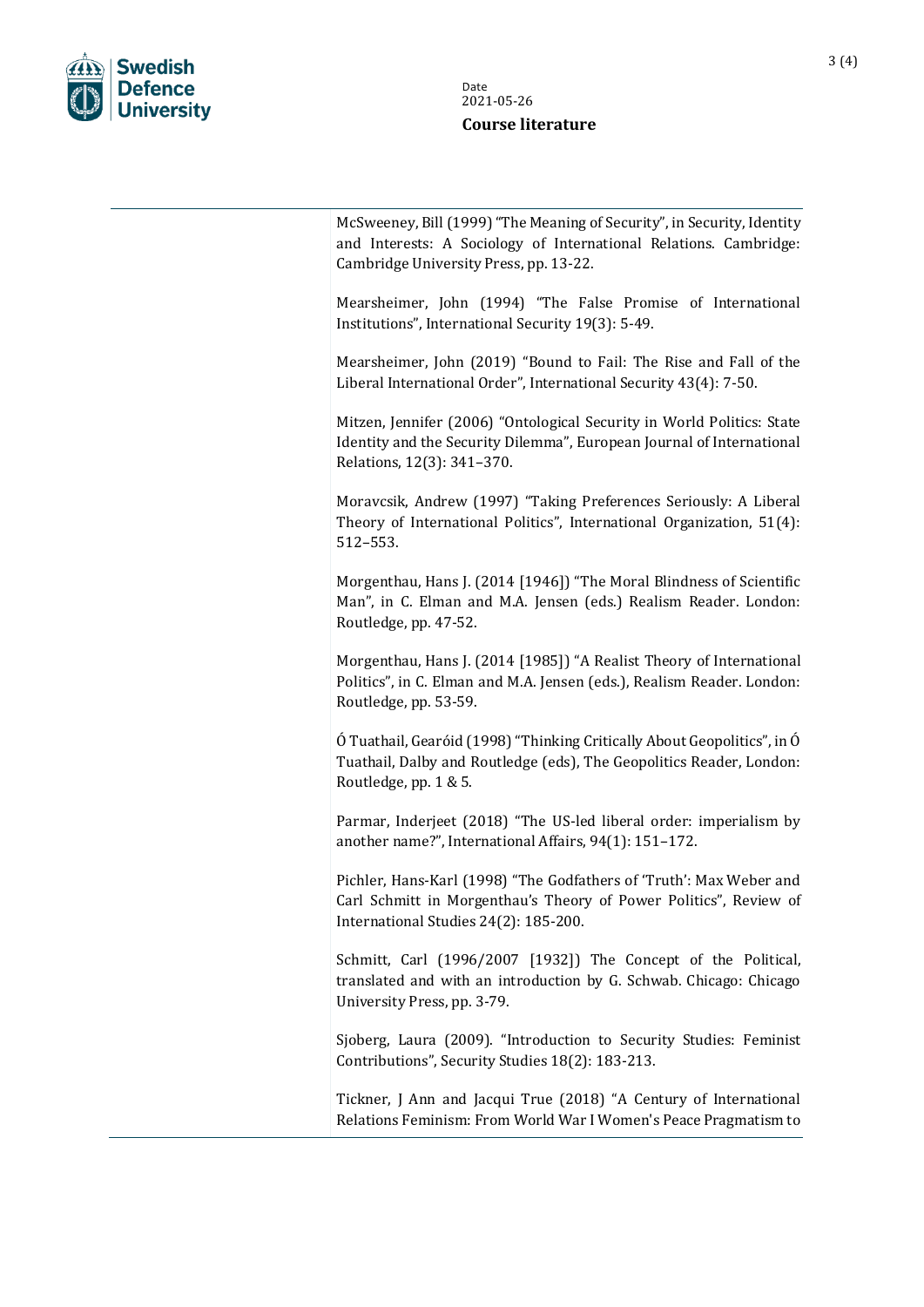McSweeney, Bill (1999) "The Meaning of Security", in Security, Identity and Interests: A Sociology of International Relations. Cambridge: Cambridge University Press, pp. 13-22.

Mearsheimer, John (1994) "The False Promise of International Institutions", International Security 19(3): 5-49.

Mearsheimer, John (2019) "Bound to Fail: The Rise and Fall of the Liberal International Order", International Security 43(4): 7-50.

Mitzen, Jennifer (2006) "Ontological Security in World Politics: State Identity and the Security Dilemma", European Journal of International Relations, 12(3): 341–370.

Moravcsik, Andrew (1997) "Taking Preferences Seriously: A Liberal Theory of International Politics", International Organization, 51(4): 512–553.

Morgenthau, Hans J. (2014 [1946]) "The Moral Blindness of Scientific Man", in C. Elman and M.A. Jensen (eds.) Realism Reader. London: Routledge, pp. 47-52.

Morgenthau, Hans J. (2014 [1985]) "A Realist Theory of International Politics", in C. Elman and M.A. Jensen (eds.), Realism Reader. London: Routledge, pp. 53-59.

Ó Tuathail, Gearóid (1998) "Thinking Critically About Geopolitics", in Ó Tuathail, Dalby and Routledge (eds), The Geopolitics Reader, London: Routledge, pp. 1 & 5.

Parmar, Inderjeet (2018) "The US-led liberal order: imperialism by another name?", International Affairs, 94(1): 151–172.

Pichler, Hans-Karl (1998) "The Godfathers of 'Truth': Max Weber and Carl Schmitt in Morgenthau's Theory of Power Politics", Review of International Studies 24(2): 185-200.

Schmitt, Carl (1996/2007 [1932]) The Concept of the Political, translated and with an introduction by G. Schwab. Chicago: Chicago University Press, pp. 3-79.

Sjoberg, Laura (2009). "Introduction to Security Studies: Feminist Contributions", Security Studies 18(2): 183-213.

Tickner, J Ann and Jacqui True (2018) "A Century of International Relations Feminism: From World War I Women's Peace Pragmatism to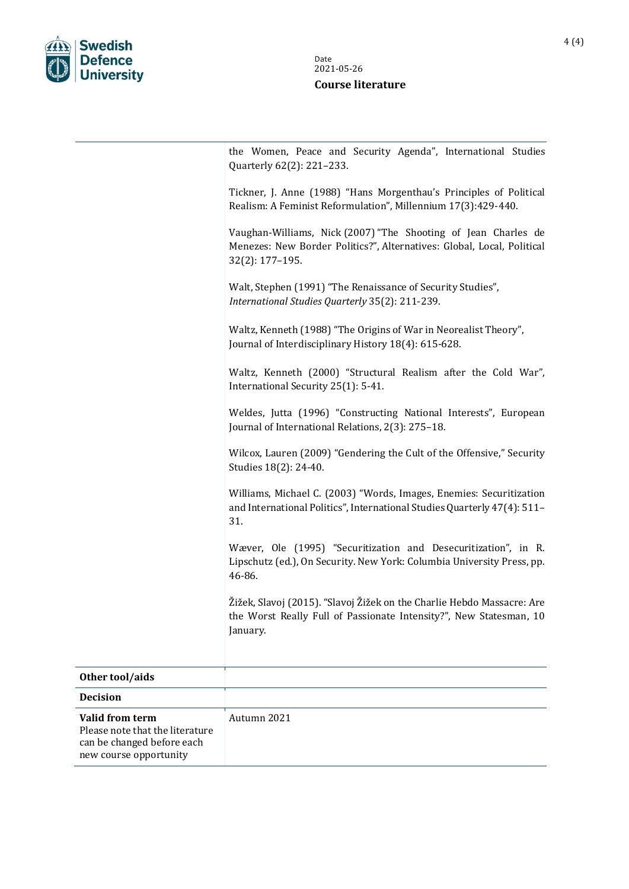the Women, Peace and Security Agenda", International Studies Quarterly 62(2): 221–233.

Tickner, J. Anne (1988) "Hans Morgenthau's Principles of Political Realism: A Feminist Reformulation", Millennium 17(3):429-440.

Vaughan-Williams, Nick (2007) "The Shooting of Jean Charles de Menezes: New Border Politics?", Alternatives: Global, Local, Political 32(2): 177–195.

Walt, Stephen (1991) "The Renaissance of Security Studies", *International Studies Quarterly* 35(2): 211-239.

Waltz, Kenneth (1988) "The Origins of War in Neorealist Theory", Journal of Interdisciplinary History 18(4): 615-628.

Waltz, Kenneth (2000) "Structural Realism after the Cold War", International Security 25(1): 5-41.

Weldes, Jutta (1996) "Constructing National Interests", European Journal of International Relations, 2(3): 275–18.

Wilcox, Lauren (2009) "Gendering the Cult of the Offensive," Security Studies 18(2): 24-40.

Williams, Michael C. (2003) "Words, Images, Enemies: Securitization and International Politics", International Studies Quarterly 47(4): 511–31.

Wæver, Ole (1995) "Securitization and Desecuritization", in R. Lipschutz (ed.), On Security. New York: Columbia University Press, pp. 46-86.

Žižek, Slavoj (2015). "Slavoj Žižek on the Charlie Hebdo Massacre: Are the Worst Really Full of Passionate Intensity?", New Statesman, 10 January.

| | |
|---|---|
| **Other tool/aids** | |
| **Decision** | |
| **Valid from term** Please note that the literature can be changed before each new course opportunity | Autumn 2021 |